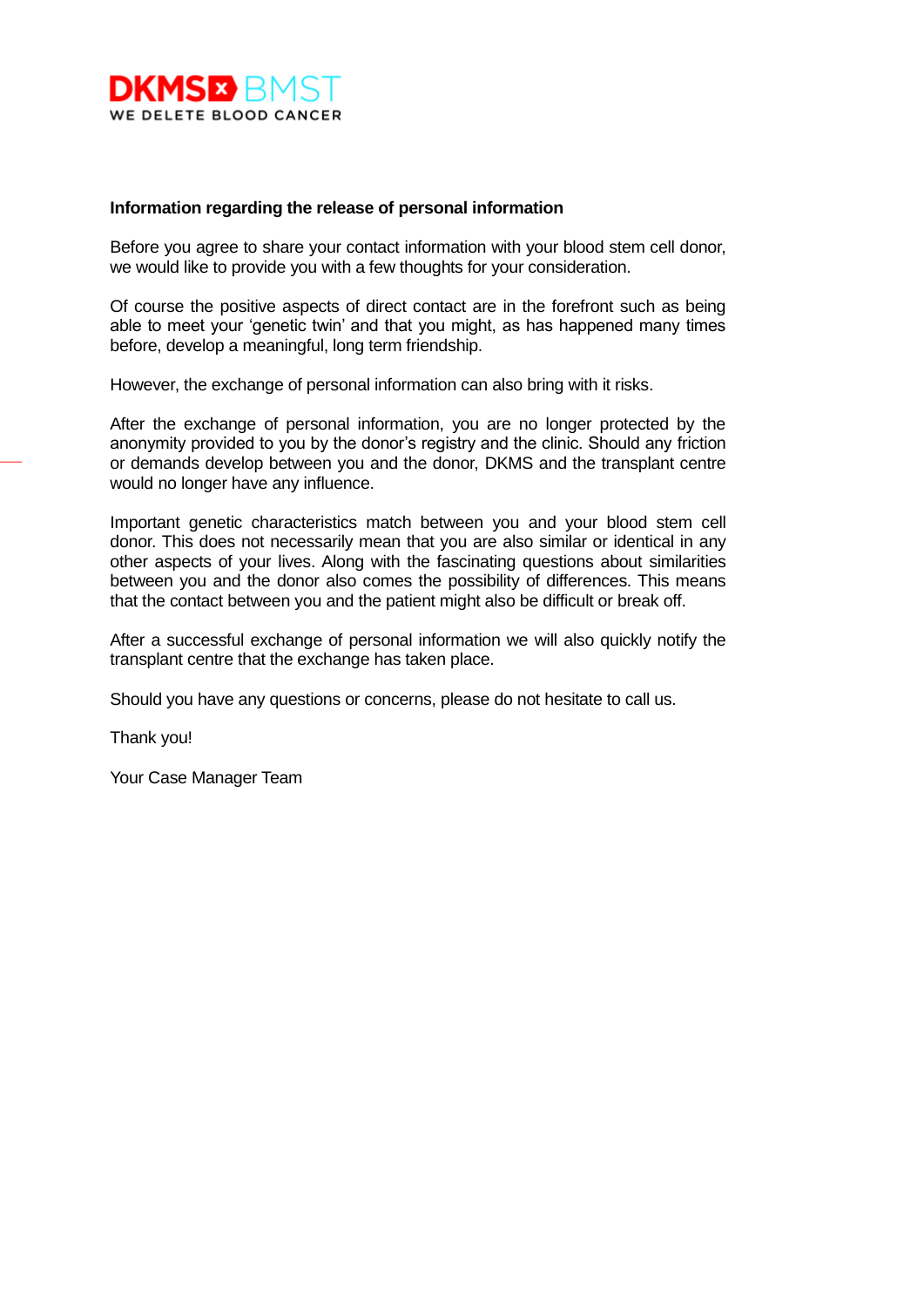DKMS BMST

WE DELETE BLOOD CANCER

**Information regarding the release of personal information**

Before you agree to share your contact information with your blood stem cell donor, we would like to provide you with a few thoughts for your consideration.

Of course the positive aspects of direct contact are in the forefront such as being able to meet your 'genetic twin' and that you might, as has happened many times before, develop a meaningful, long term friendship.

However, the exchange of personal information can also bring with it risks.

After the exchange of personal information, you are no longer protected by the anonymity provided to you by the donor's registry and the clinic. Should any friction or demands develop between you and the donor, DKMS and the transplant centre would no longer have any influence.

Important genetic characteristics match between you and your blood stem cell donor. This does not necessarily mean that you are also similar or identical in any other aspects of your lives. Along with the fascinating questions about similarities between you and the donor also comes the possibility of differences. This means that the contact between you and the patient might also be difficult or break off.

After a successful exchange of personal information we will also quickly notify the transplant centre that the exchange has taken place.

Should you have any questions or concerns, please do not hesitate to call us.

Thank you!

Your Case Manager Team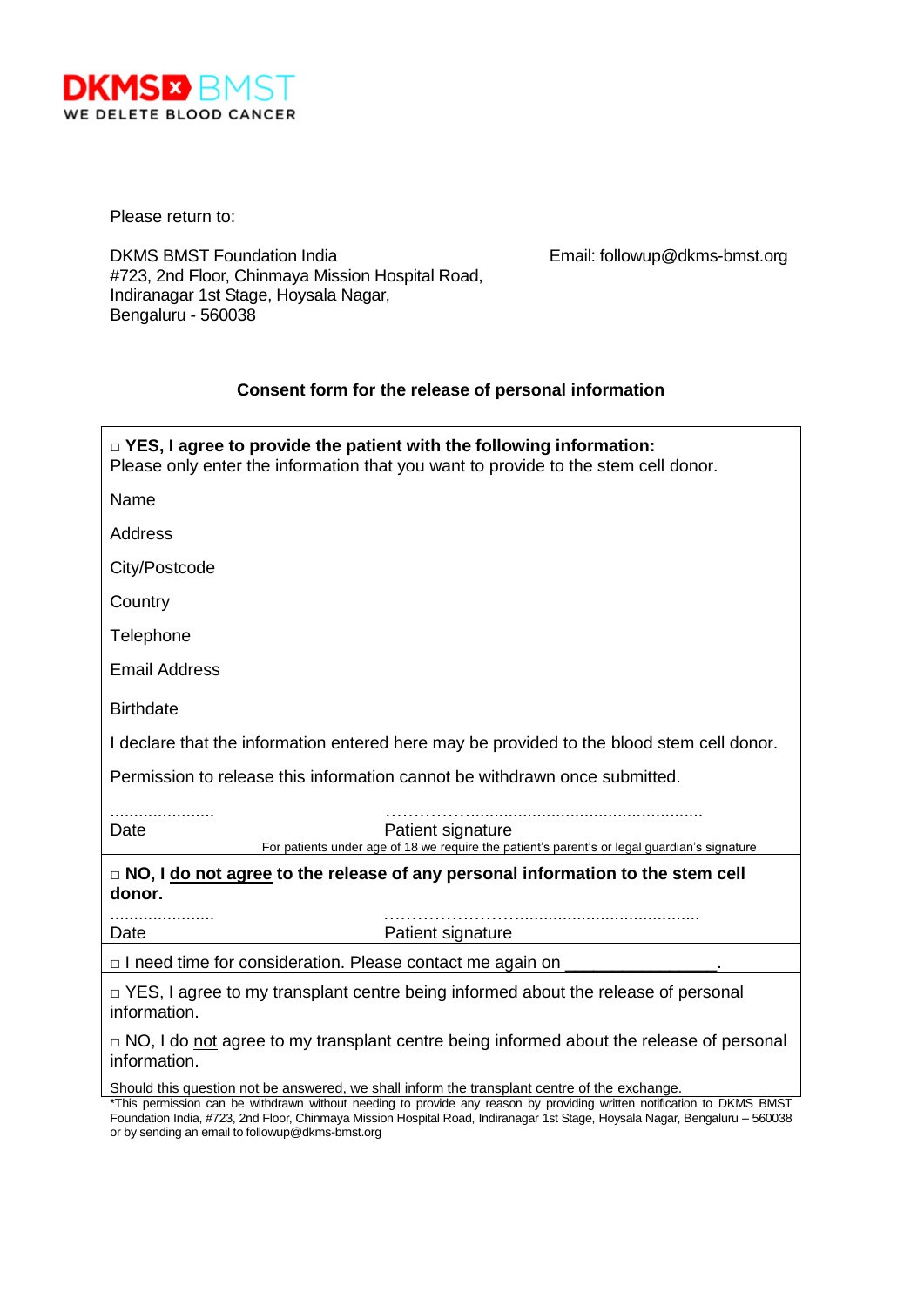DKMS BMST
WE DELETE BLOOD CANCER

Please return to:

DKMS BMST Foundation India
#723, 2nd Floor, Chinmaya Mission Hospital Road,
Indiranagar 1st Stage, Hoysala Nagar,
Bengaluru - 560038

Email: followup@dkms-bmst.org

**Consent form for the release of personal information**

□ **YES, I agree to provide the patient with the following information:**
Please only enter the information that you want to provide to the stem cell donor.

Name

Address

City/Postcode

Country

Telephone

Email Address

Birthdate

I declare that the information entered here may be provided to the blood stem cell donor.

Permission to release this information cannot be withdrawn once submitted.

...................... ……………...............................................
Date Patient signature

For patients under age of 18 we require the patient's parent's or legal guardian's signature

□ **NO, I do not agree to the release of any personal information to the stem cell donor.**

...................... ……………………......................................
Date Patient signature

□ I need time for consideration. Please contact me again on _______________.

□ YES, I agree to my transplant centre being informed about the release of personal information.

□ NO, I do not agree to my transplant centre being informed about the release of personal information.

Should this question not be answered, we shall inform the transplant centre of the exchange.

*This permission can be withdrawn without needing to provide any reason by providing written notification to DKMS BMST Foundation India, #723, 2nd Floor, Chinmaya Mission Hospital Road, Indiranagar 1st Stage, Hoysala Nagar, Bengaluru – 560038 or by sending an email to followup@dkms-bmst.org